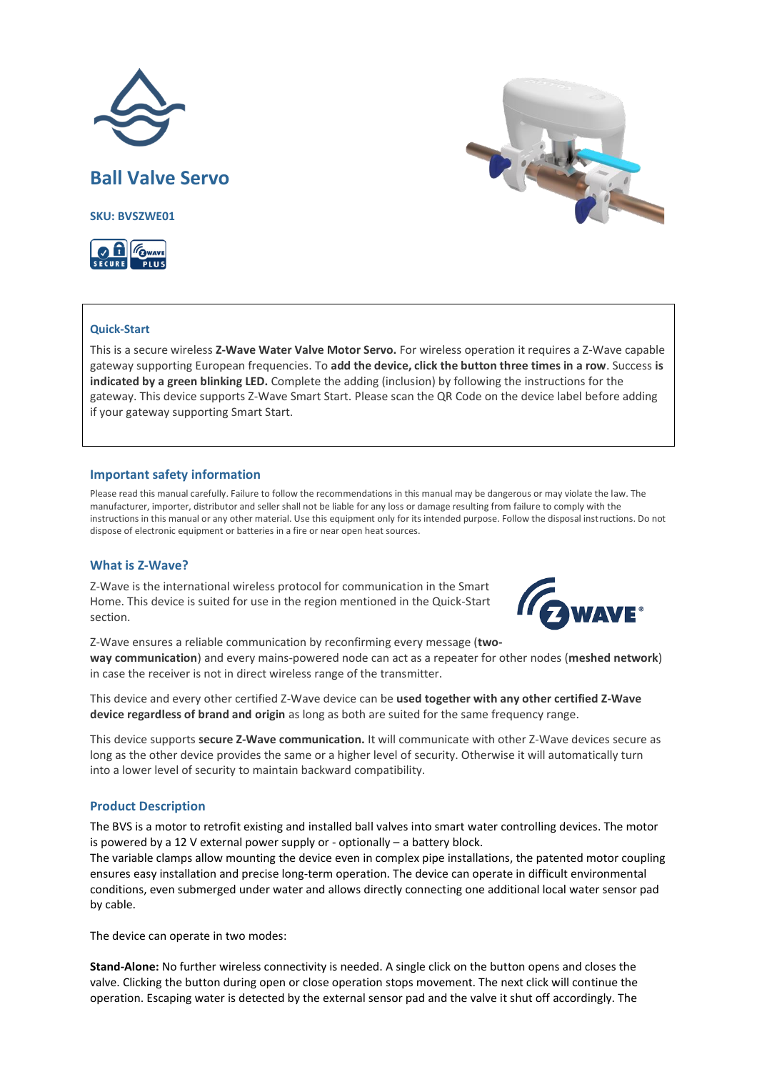# Ball Valve Servo

**SKU: BVSZWE01**

## Quick-Start

This is a secure wireless **Z-Wave Water Valve Motor Servo.** For wireless operation it requires a Z-Wave capable gateway supporting European frequencies. To **add the device, click the button three times in a row**. Success **is indicated by a green blinking LED.** Complete the adding (inclusion) by following the instructions for the gateway. This device supports Z-Wave Smart Start. Please scan the QR Code on the device label before adding if your gateway supporting Smart Start.

## Important safety information

Please read this manual carefully. Failure to follow the recommendations in this manual may be dangerous or may violate the law. The manufacturer, importer, distributor and seller shall not be liable for any loss or damage resulting from failure to comply with the instructions in this manual or any other material. Use this equipment only for its intended purpose. Follow the disposal instructions. Do not dispose of electronic equipment or batteries in a fire or near open heat sources.

## What is Z-Wave?

Z-Wave is the international wireless protocol for communication in the Smart Home. This device is suited for use in the region mentioned in the Quick-Start section.

Z-Wave ensures a reliable communication by reconfirming every message (**two-way communication**) and every mains-powered node can act as a repeater for other nodes (**meshed network**) in case the receiver is not in direct wireless range of the transmitter.

This device and every other certified Z-Wave device can be **used together with any other certified Z-Wave device regardless of brand and origin** as long as both are suited for the same frequency range.

This device supports **secure Z-Wave communication.** It will communicate with other Z-Wave devices secure as long as the other device provides the same or a higher level of security. Otherwise it will automatically turn into a lower level of security to maintain backward compatibility.

## Product Description

The BVS is a motor to retrofit existing and installed ball valves into smart water controlling devices. The motor is powered by a 12 V external power supply or - optionally – a battery block.
The variable clamps allow mounting the device even in complex pipe installations, the patented motor coupling ensures easy installation and precise long-term operation. The device can operate in difficult environmental conditions, even submerged under water and allows directly connecting one additional local water sensor pad by cable.

The device can operate in two modes:

**Stand-Alone:** No further wireless connectivity is needed. A single click on the button opens and closes the valve. Clicking the button during open or close operation stops movement. The next click will continue the operation. Escaping water is detected by the external sensor pad and the valve it shut off accordingly. The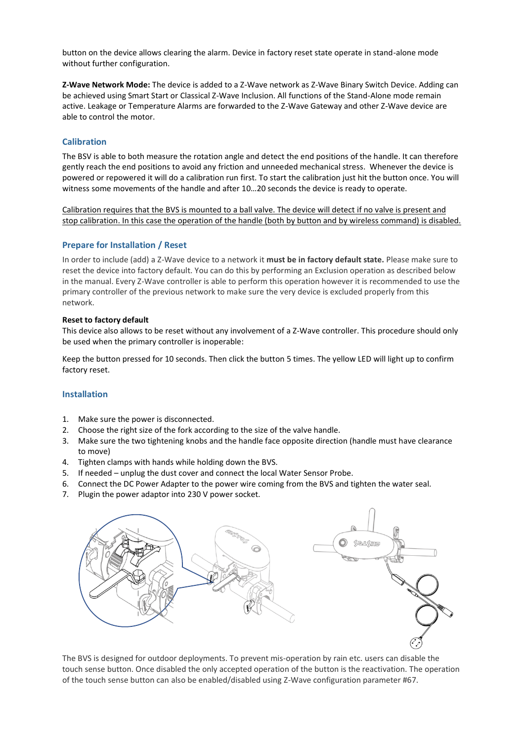button on the device allows clearing the alarm. Device in factory reset state operate in stand-alone mode without further configuration.

**Z-Wave Network Mode:** The device is added to a Z-Wave network as Z-Wave Binary Switch Device. Adding can be achieved using Smart Start or Classical Z-Wave Inclusion. All functions of the Stand-Alone mode remain active. Leakage or Temperature Alarms are forwarded to the Z-Wave Gateway and other Z-Wave device are able to control the motor.

## Calibration

The BSV is able to both measure the rotation angle and detect the end positions of the handle. It can therefore gently reach the end positions to avoid any friction and unneeded mechanical stress. Whenever the device is powered or repowered it will do a calibration run first. To start the calibration just hit the button once. You will witness some movements of the handle and after 10…20 seconds the device is ready to operate.

Calibration requires that the BVS is mounted to a ball valve. The device will detect if no valve is present and stop calibration. In this case the operation of the handle (both by button and by wireless command) is disabled.

## Prepare for Installation / Reset

In order to include (add) a Z-Wave device to a network it **must be in factory default state.** Please make sure to reset the device into factory default. You can do this by performing an Exclusion operation as described below in the manual. Every Z-Wave controller is able to perform this operation however it is recommended to use the primary controller of the previous network to make sure the very device is excluded properly from this network.

**Reset to factory default**

This device also allows to be reset without any involvement of a Z-Wave controller. This procedure should only be used when the primary controller is inoperable:

Keep the button pressed for 10 seconds. Then click the button 5 times. The yellow LED will light up to confirm factory reset.

## Installation

1. Make sure the power is disconnected.
2. Choose the right size of the fork according to the size of the valve handle.
3. Make sure the two tightening knobs and the handle face opposite direction (handle must have clearance to move)
4. Tighten clamps with hands while holding down the BVS.
5. If needed – unplug the dust cover and connect the local Water Sensor Probe.
6. Connect the DC Power Adapter to the power wire coming from the BVS and tighten the water seal.
7. Plugin the power adaptor into 230 V power socket.

The BVS is designed for outdoor deployments. To prevent mis-operation by rain etc. users can disable the touch sense button. Once disabled the only accepted operation of the button is the reactivation. The operation of the touch sense button can also be enabled/disabled using Z-Wave configuration parameter #67.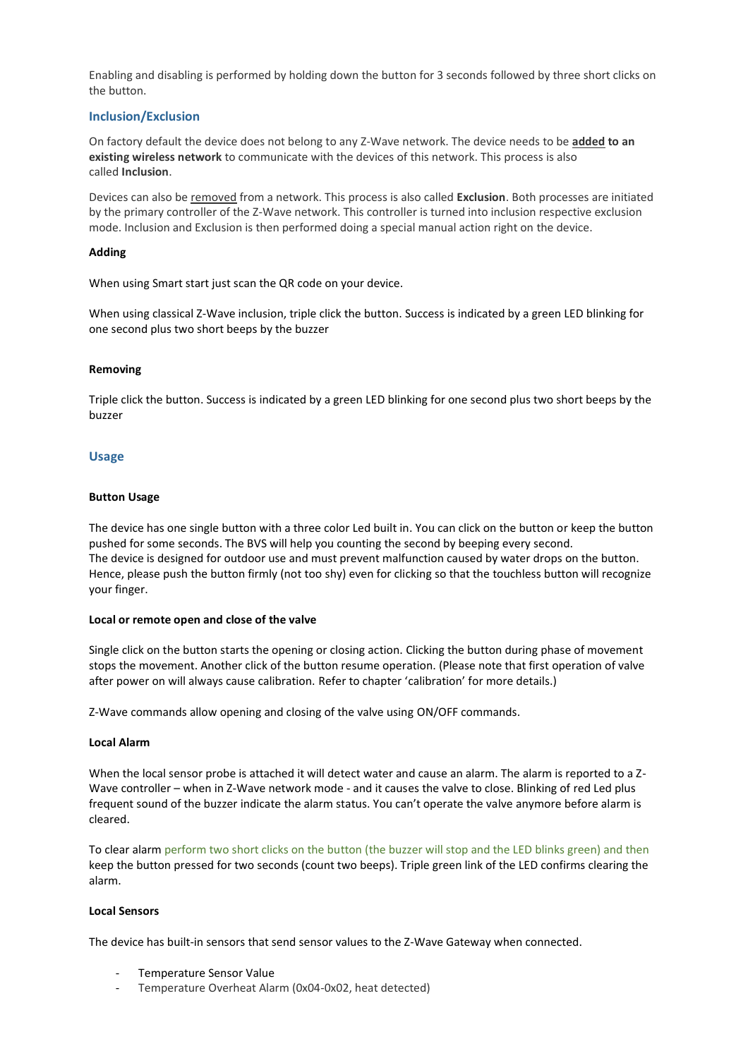Enabling and disabling is performed by holding down the button for 3 seconds followed by three short clicks on the button.

## Inclusion/Exclusion

On factory default the device does not belong to any Z-Wave network. The device needs to be **added to an existing wireless network** to communicate with the devices of this network. This process is also called **Inclusion**.

Devices can also be removed from a network. This process is also called **Exclusion**. Both processes are initiated by the primary controller of the Z-Wave network. This controller is turned into inclusion respective exclusion mode. Inclusion and Exclusion is then performed doing a special manual action right on the device.

**Adding**

When using Smart start just scan the QR code on your device.

When using classical Z-Wave inclusion, triple click the button. Success is indicated by a green LED blinking for one second plus two short beeps by the buzzer

**Removing**

Triple click the button. Success is indicated by a green LED blinking for one second plus two short beeps by the buzzer

## Usage

**Button Usage**

The device has one single button with a three color Led built in. You can click on the button or keep the button pushed for some seconds. The BVS will help you counting the second by beeping every second.
The device is designed for outdoor use and must prevent malfunction caused by water drops on the button. Hence, please push the button firmly (not too shy) even for clicking so that the touchless button will recognize your finger.

**Local or remote open and close of the valve**

Single click on the button starts the opening or closing action. Clicking the button during phase of movement stops the movement. Another click of the button resume operation. (Please note that first operation of valve after power on will always cause calibration. Refer to chapter 'calibration' for more details.)

Z-Wave commands allow opening and closing of the valve using ON/OFF commands.

**Local Alarm**

When the local sensor probe is attached it will detect water and cause an alarm. The alarm is reported to a Z-Wave controller – when in Z-Wave network mode - and it causes the valve to close. Blinking of red Led plus frequent sound of the buzzer indicate the alarm status. You can't operate the valve anymore before alarm is cleared.

To clear alarm perform two short clicks on the button (the buzzer will stop and the LED blinks green) and then keep the button pressed for two seconds (count two beeps). Triple green link of the LED confirms clearing the alarm.

**Local Sensors**

The device has built-in sensors that send sensor values to the Z-Wave Gateway when connected.

- Temperature Sensor Value
- Temperature Overheat Alarm (0x04-0x02, heat detected)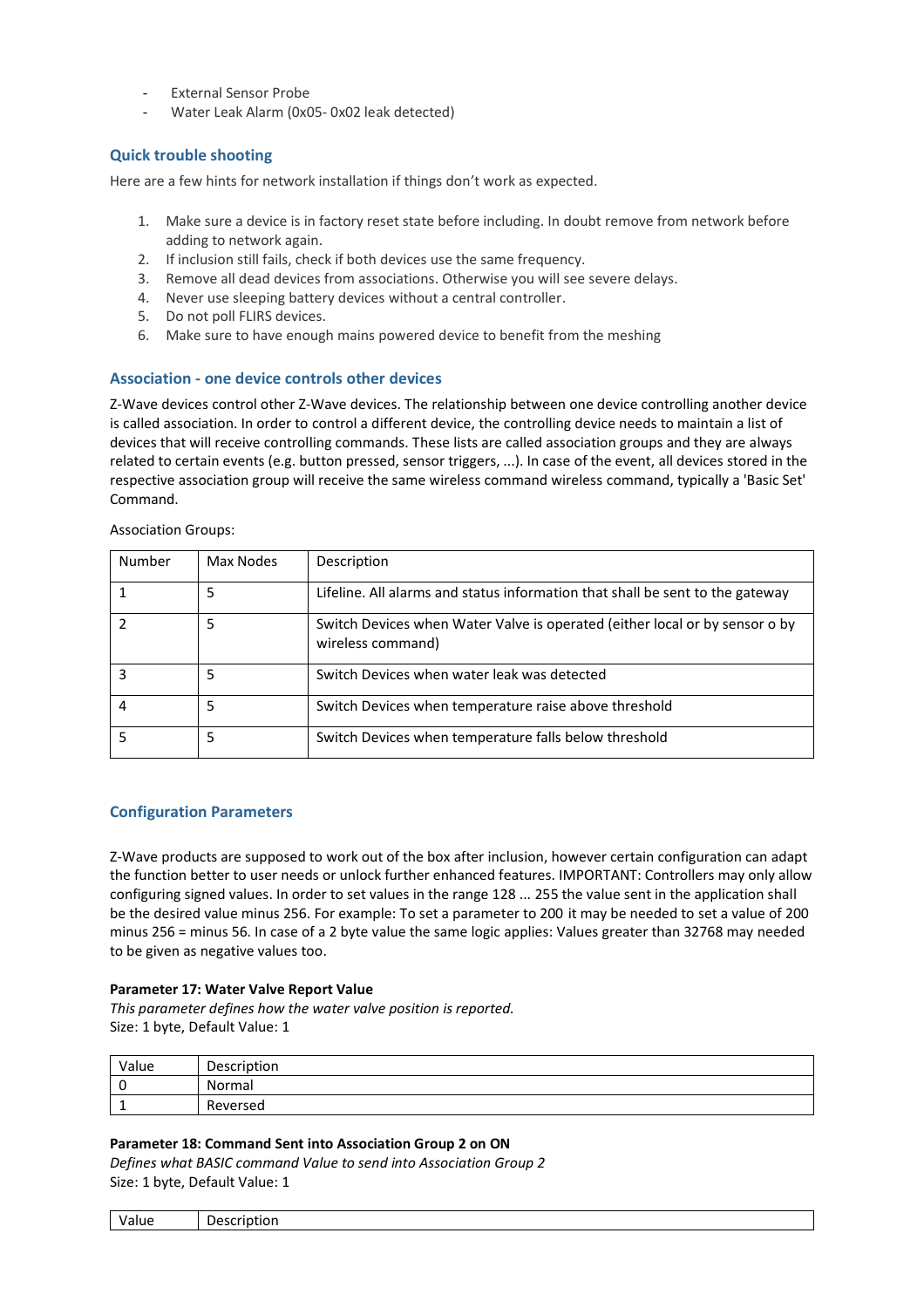- External Sensor Probe
- Water Leak Alarm (0x05- 0x02 leak detected)

### Quick trouble shooting

Here are a few hints for network installation if things don't work as expected.

1. Make sure a device is in factory reset state before including. In doubt remove from network before adding to network again.
2. If inclusion still fails, check if both devices use the same frequency.
3. Remove all dead devices from associations. Otherwise you will see severe delays.
4. Never use sleeping battery devices without a central controller.
5. Do not poll FLIRS devices.
6. Make sure to have enough mains powered device to benefit from the meshing

### Association - one device controls other devices

Z-Wave devices control other Z-Wave devices. The relationship between one device controlling another device is called association. In order to control a different device, the controlling device needs to maintain a list of devices that will receive controlling commands. These lists are called association groups and they are always related to certain events (e.g. button pressed, sensor triggers, ...). In case of the event, all devices stored in the respective association group will receive the same wireless command wireless command, typically a 'Basic Set' Command.

Association Groups:

| Number | Max Nodes | Description |
|---|---|---|
| 1 | 5 | Lifeline. All alarms and status information that shall be sent to the gateway |
| 2 | 5 | Switch Devices when Water Valve is operated (either local or by sensor o by wireless command) |
| 3 | 5 | Switch Devices when water leak was detected |
| 4 | 5 | Switch Devices when temperature raise above threshold |
| 5 | 5 | Switch Devices when temperature falls below threshold |

### Configuration Parameters

Z-Wave products are supposed to work out of the box after inclusion, however certain configuration can adapt the function better to user needs or unlock further enhanced features. IMPORTANT: Controllers may only allow configuring signed values. In order to set values in the range 128 ... 255 the value sent in the application shall be the desired value minus 256. For example: To set a parameter to 200 it may be needed to set a value of 200 minus 256 = minus 56. In case of a 2 byte value the same logic applies: Values greater than 32768 may needed to be given as negative values too.

**Parameter 17: Water Valve Report Value**

*This parameter defines how the water valve position is reported.*

Size: 1 byte, Default Value: 1

| Value | Description |
|---|---|
| 0 | Normal |
| 1 | Reversed |

**Parameter 18: Command Sent into Association Group 2 on ON**

*Defines what BASIC command Value to send into Association Group 2*

Size: 1 byte, Default Value: 1

| Value | Description |
|---|---|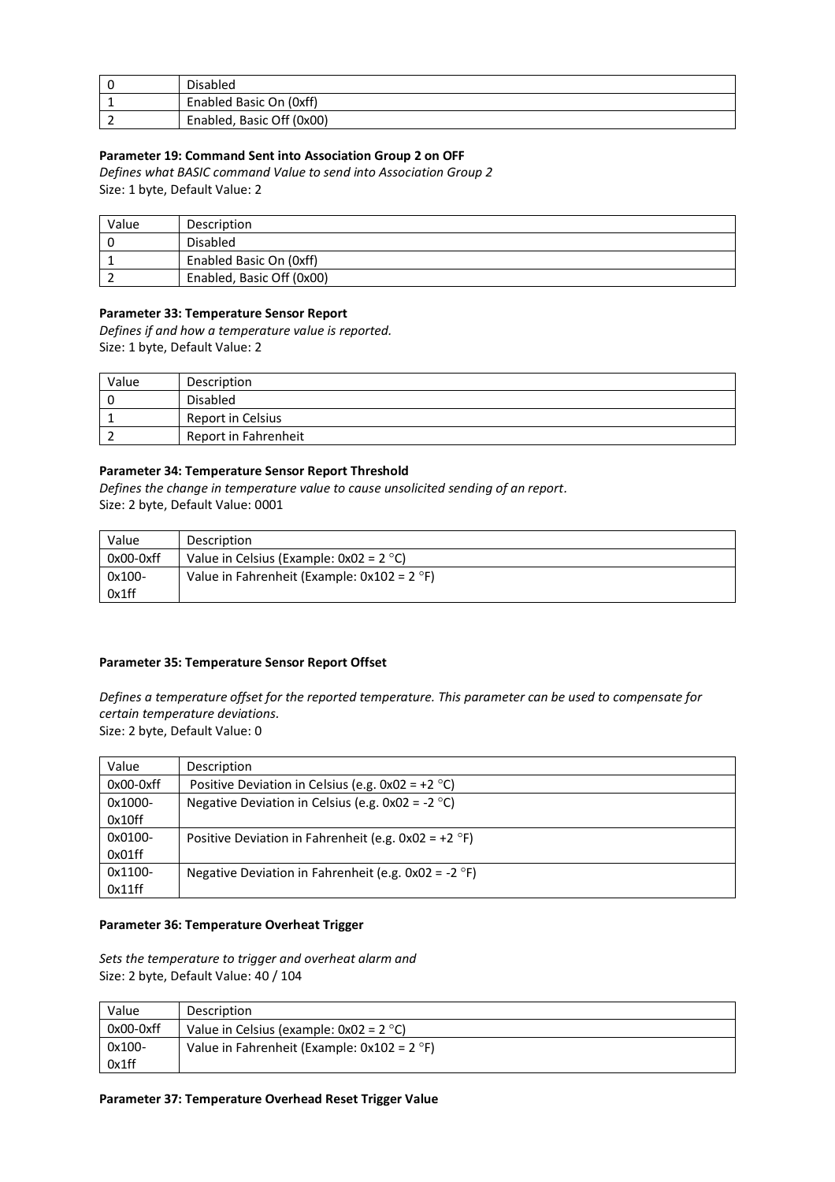| 0 | Disabled |
|---|---|
| 1 | Enabled Basic On (0xff) |
| 2 | Enabled, Basic Off (0x00) |

**Parameter 19: Command Sent into Association Group 2 on OFF**

*Defines what BASIC command Value to send into Association Group 2*
Size: 1 byte, Default Value: 2

| Value | Description |
|---|---|
| 0 | Disabled |
| 1 | Enabled Basic On (0xff) |
| 2 | Enabled, Basic Off (0x00) |

**Parameter 33: Temperature Sensor Report**

*Defines if and how a temperature value is reported.*
Size: 1 byte, Default Value: 2

| Value | Description |
|---|---|
| 0 | Disabled |
| 1 | Report in Celsius |
| 2 | Report in Fahrenheit |

**Parameter 34: Temperature Sensor Report Threshold**

*Defines the change in temperature value to cause unsolicited sending of an report.*
Size: 2 byte, Default Value: 0001

| Value | Description |
|---|---|
| 0x00-0xff | Value in Celsius (Example: 0x02 = 2 °C) |
| 0x100-0x1ff | Value in Fahrenheit (Example: 0x102 = 2 °F) |

**Parameter 35: Temperature Sensor Report Offset**

*Defines a temperature offset for the reported temperature. This parameter can be used to compensate for certain temperature deviations.*
Size: 2 byte, Default Value: 0

| Value | Description |
|---|---|
| 0x00-0xff | Positive Deviation in Celsius (e.g. 0x02 = +2 °C) |
| 0x1000-0x10ff | Negative Deviation in Celsius (e.g. 0x02 = -2 °C) |
| 0x0100-0x01ff | Positive Deviation in Fahrenheit (e.g. 0x02 = +2 °F) |
| 0x1100-0x11ff | Negative Deviation in Fahrenheit (e.g. 0x02 = -2 °F) |

**Parameter 36: Temperature Overheat Trigger**

*Sets the temperature to trigger and overheat alarm and*
Size: 2 byte, Default Value: 40 / 104

| Value | Description |
|---|---|
| 0x00-0xff | Value in Celsius (example: 0x02 = 2 °C) |
| 0x100-0x1ff | Value in Fahrenheit (Example: 0x102 = 2 °F) |

**Parameter 37: Temperature Overhead Reset Trigger Value**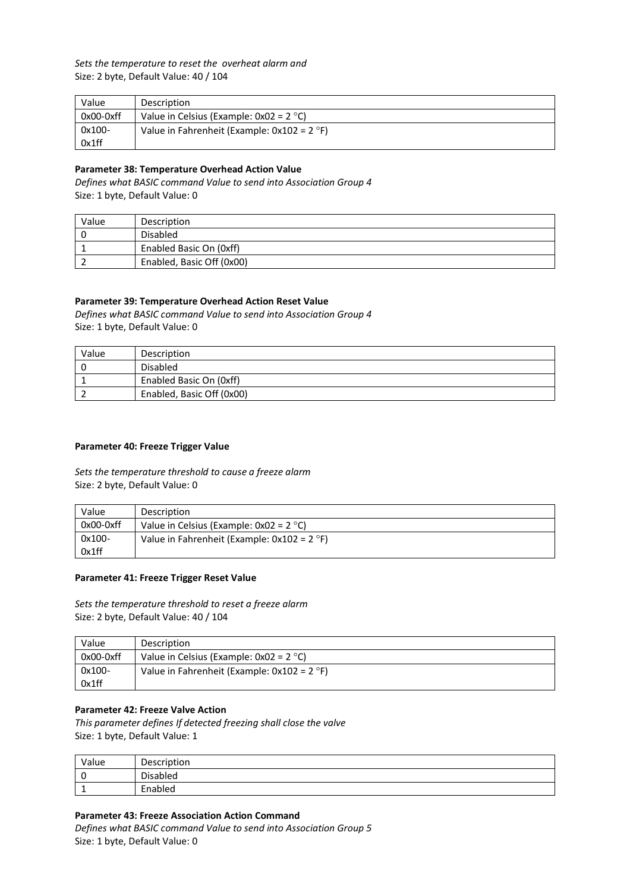*Sets the temperature to reset the overheat alarm and*
Size: 2 byte, Default Value: 40 / 104

| Value | Description |
|---|---|
| 0x00-0xff | Value in Celsius (Example: 0x02 = 2 °C) |
| 0x100-0x1ff | Value in Fahrenheit (Example: 0x102 = 2 °F) |

**Parameter 38: Temperature Overhead Action Value**
*Defines what BASIC command Value to send into Association Group 4*
Size: 1 byte, Default Value: 0

| Value | Description |
|---|---|
| 0 | Disabled |
| 1 | Enabled Basic On (0xff) |
| 2 | Enabled, Basic Off (0x00) |

**Parameter 39: Temperature Overhead Action Reset Value**
*Defines what BASIC command Value to send into Association Group 4*
Size: 1 byte, Default Value: 0

| Value | Description |
|---|---|
| 0 | Disabled |
| 1 | Enabled Basic On (0xff) |
| 2 | Enabled, Basic Off (0x00) |

**Parameter 40: Freeze Trigger Value**

*Sets the temperature threshold to cause a freeze alarm*
Size: 2 byte, Default Value: 0

| Value | Description |
|---|---|
| 0x00-0xff | Value in Celsius (Example: 0x02 = 2 °C) |
| 0x100-0x1ff | Value in Fahrenheit (Example: 0x102 = 2 °F) |

**Parameter 41: Freeze Trigger Reset Value**

*Sets the temperature threshold to reset a freeze alarm*
Size: 2 byte, Default Value: 40 / 104

| Value | Description |
|---|---|
| 0x00-0xff | Value in Celsius (Example: 0x02 = 2 °C) |
| 0x100-0x1ff | Value in Fahrenheit (Example: 0x102 = 2 °F) |

**Parameter 42: Freeze Valve Action**
*This parameter defines If detected freezing shall close the valve*
Size: 1 byte, Default Value: 1

| Value | Description |
|---|---|
| 0 | Disabled |
| 1 | Enabled |

**Parameter 43: Freeze Association Action Command**
*Defines what BASIC command Value to send into Association Group 5*
Size: 1 byte, Default Value: 0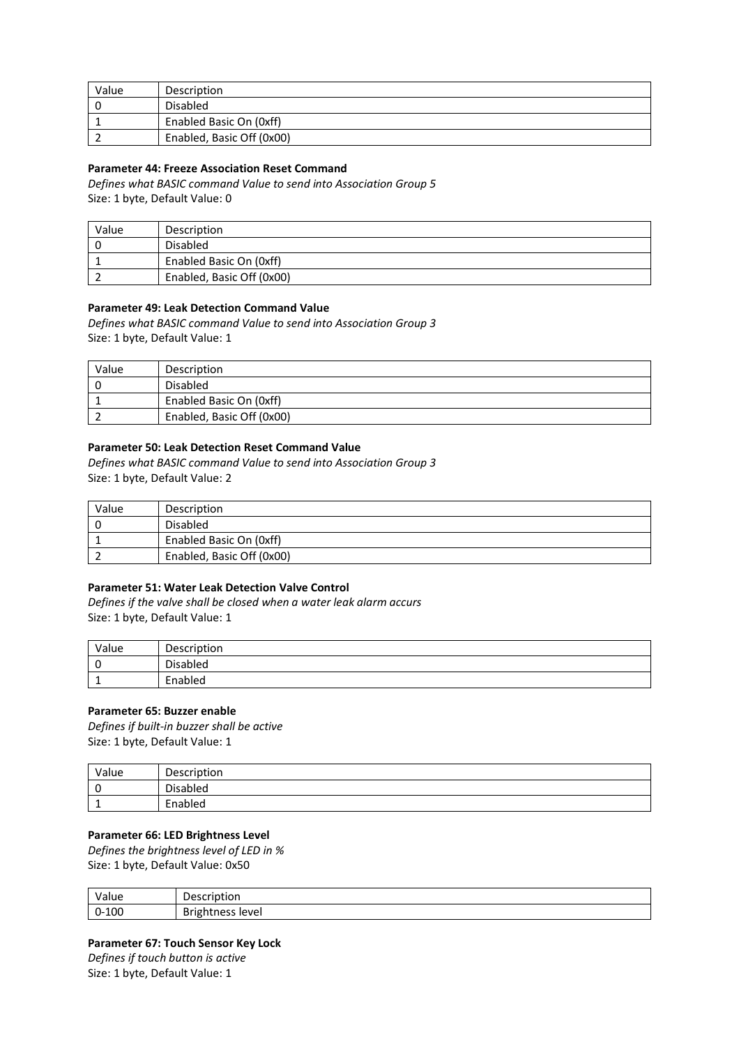| Value | Description |
|---|---|
| 0 | Disabled |
| 1 | Enabled Basic On (0xff) |
| 2 | Enabled, Basic Off (0x00) |

**Parameter 44: Freeze Association Reset Command**

*Defines what BASIC command Value to send into Association Group 5*

Size: 1 byte, Default Value: 0

| Value | Description |
|---|---|
| 0 | Disabled |
| 1 | Enabled Basic On (0xff) |
| 2 | Enabled, Basic Off (0x00) |

**Parameter 49: Leak Detection Command Value**

*Defines what BASIC command Value to send into Association Group 3*

Size: 1 byte, Default Value: 1

| Value | Description |
|---|---|
| 0 | Disabled |
| 1 | Enabled Basic On (0xff) |
| 2 | Enabled, Basic Off (0x00) |

**Parameter 50: Leak Detection Reset Command Value**

*Defines what BASIC command Value to send into Association Group 3*

Size: 1 byte, Default Value: 2

| Value | Description |
|---|---|
| 0 | Disabled |
| 1 | Enabled Basic On (0xff) |
| 2 | Enabled, Basic Off (0x00) |

**Parameter 51: Water Leak Detection Valve Control**

*Defines if the valve shall be closed when a water leak alarm accurs*

Size: 1 byte, Default Value: 1

| Value | Description |
|---|---|
| 0 | Disabled |
| 1 | Enabled |

**Parameter 65: Buzzer enable**

*Defines if built-in buzzer shall be active*

Size: 1 byte, Default Value: 1

| Value | Description |
|---|---|
| 0 | Disabled |
| 1 | Enabled |

**Parameter 66: LED Brightness Level**

*Defines the brightness level of LED in %*

Size: 1 byte, Default Value: 0x50

| Value | Description |
|---|---|
| 0-100 | Brightness level |

**Parameter 67: Touch Sensor Key Lock**

*Defines if touch button is active*

Size: 1 byte, Default Value: 1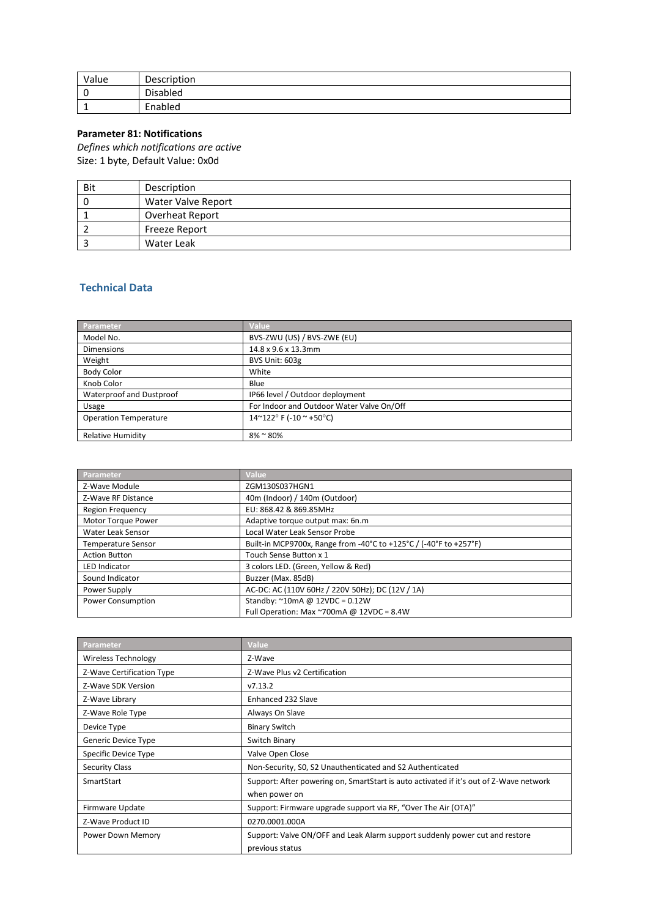| Value | Description |
| --- | --- |
| 0 | Disabled |
| 1 | Enabled |

**Parameter 81: Notifications**

*Defines which notifications are active*

Size: 1 byte, Default Value: 0x0d

| Bit | Description |
| --- | --- |
| 0 | Water Valve Report |
| 1 | Overheat Report |
| 2 | Freeze Report |
| 3 | Water Leak |

## Technical Data

| Parameter | Value |
| --- | --- |
| Model No. | BVS-ZWU (US) / BVS-ZWE (EU) |
| Dimensions | 14.8 x 9.6 x 13.3mm |
| Weight | BVS Unit: 603g |
| Body Color | White |
| Knob Color | Blue |
| Waterproof and Dustproof | IP66 level / Outdoor deployment |
| Usage | For Indoor and Outdoor Water Valve On/Off |
| Operation Temperature | 14~122° F (-10 ~ +50°C) |
| Relative Humidity | 8% ~ 80% |

| Parameter | Value |
| --- | --- |
| Z-Wave Module | ZGM130S037HGN1 |
| Z-Wave RF Distance | 40m (Indoor) / 140m (Outdoor) |
| Region Frequency | EU: 868.42 & 869.85MHz |
| Motor Torque Power | Adaptive torque output max: 6n.m |
| Water Leak Sensor | Local Water Leak Sensor Probe |
| Temperature Sensor | Built-in MCP9700x, Range from -40°C to +125°C / (-40°F to +257°F) |
| Action Button | Touch Sense Button x 1 |
| LED Indicator | 3 colors LED. (Green, Yellow & Red) |
| Sound Indicator | Buzzer (Max. 85dB) |
| Power Supply | AC-DC: AC (110V 60Hz / 220V 50Hz); DC (12V / 1A) |
| Power Consumption | Standby: ~10mA @ 12VDC = 0.12W<br>Full Operation: Max ~700mA @ 12VDC = 8.4W |

| Parameter | Value |
| --- | --- |
| Wireless Technology | Z-Wave |
| Z-Wave Certification Type | Z-Wave Plus v2 Certification |
| Z-Wave SDK Version | v7.13.2 |
| Z-Wave Library | Enhanced 232 Slave |
| Z-Wave Role Type | Always On Slave |
| Device Type | Binary Switch |
| Generic Device Type | Switch Binary |
| Specific Device Type | Valve Open Close |
| Security Class | Non-Security, S0, S2 Unauthenticated and S2 Authenticated |
| SmartStart | Support: After powering on, SmartStart is auto activated if it's out of Z-Wave network when power on |
| Firmware Update | Support: Firmware upgrade support via RF, "Over The Air (OTA)" |
| Z-Wave Product ID | 0270.0001.000A |
| Power Down Memory | Support: Valve ON/OFF and Leak Alarm support suddenly power cut and restore previous status |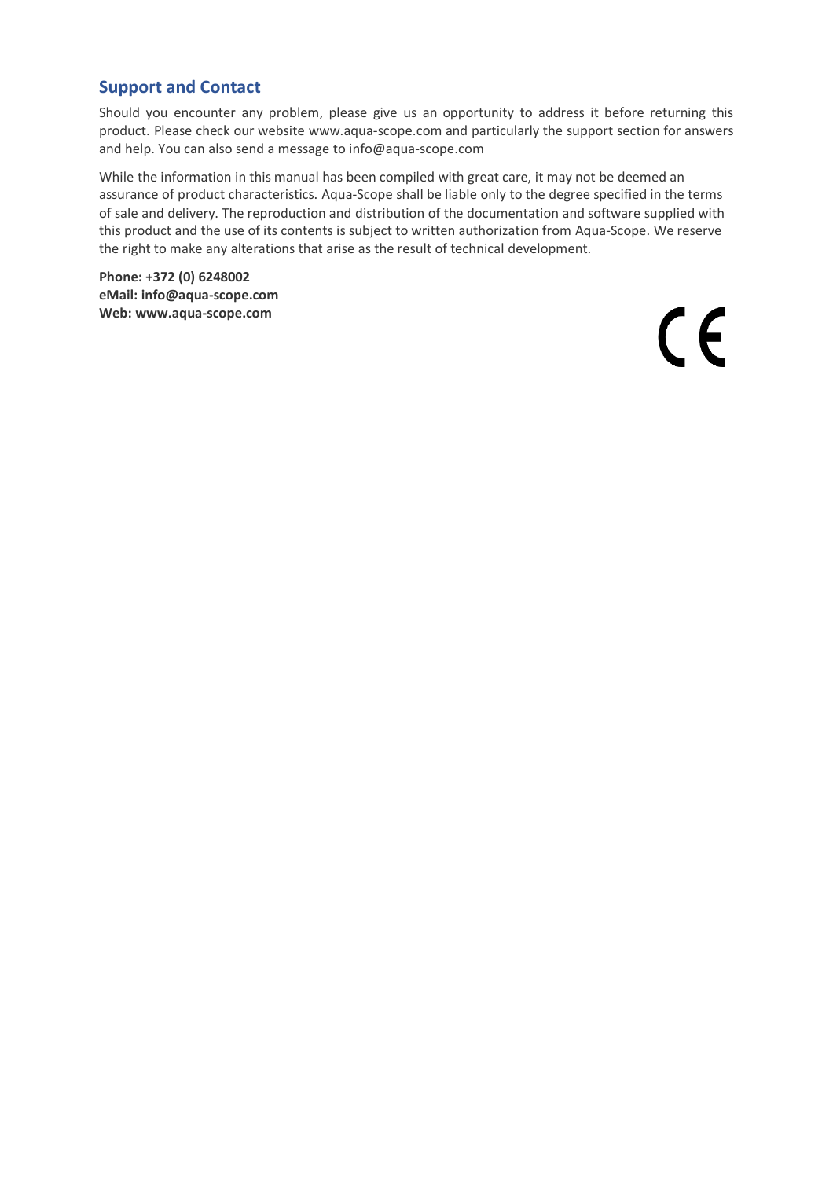## Support and Contact

Should you encounter any problem, please give us an opportunity to address it before returning this product. Please check our website www.aqua-scope.com and particularly the support section for answers and help. You can also send a message to info@aqua-scope.com

While the information in this manual has been compiled with great care, it may not be deemed an assurance of product characteristics. Aqua-Scope shall be liable only to the degree specified in the terms of sale and delivery. The reproduction and distribution of the documentation and software supplied with this product and the use of its contents is subject to written authorization from Aqua-Scope. We reserve the right to make any alterations that arise as the result of technical development.

**Phone: +372 (0) 6248002**
**eMail: info@aqua-scope.com**
**Web: www.aqua-scope.com**

CE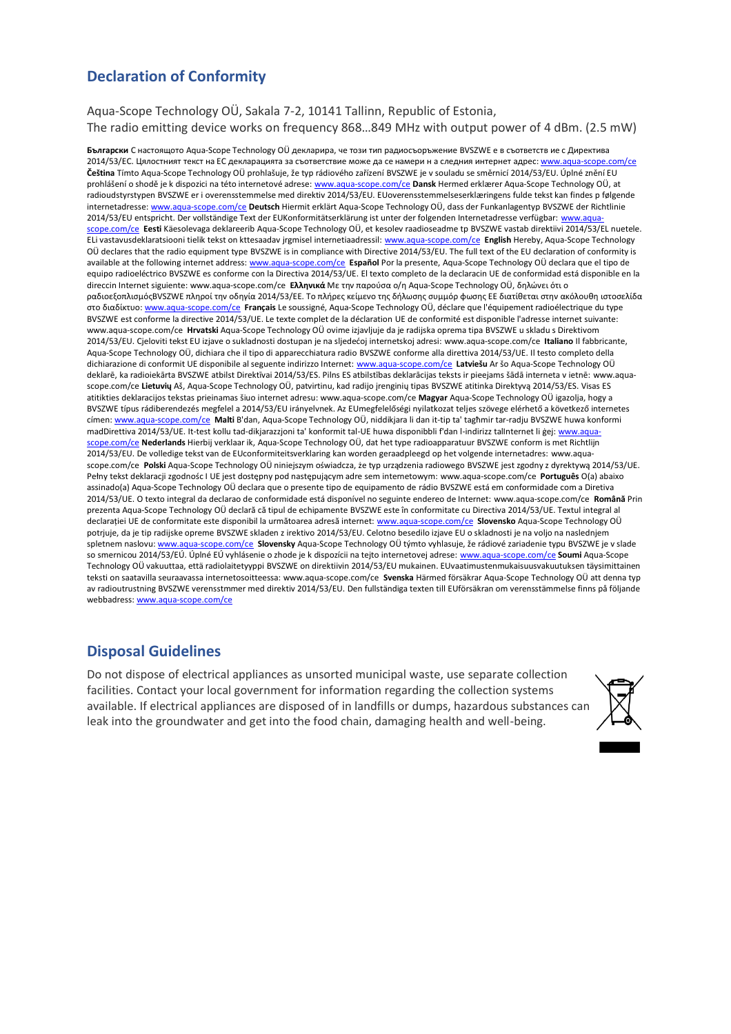## Declaration of Conformity

Aqua-Scope Technology OÜ, Sakala 7-2, 10141 Tallinn, Republic of Estonia,
The radio emitting device works on frequency 868…849 MHz with output power of 4 dBm. (2.5 mW)

**Български** С настоящото Aqua-Scope Technology OÜ декларира, че този тип радиосъоръжение BVSZWE е в съответствие с Директива 2014/53/ЕС. Цялостният текст на ЕС декларацията за съответствие може да се намери н а следния интернет адрес: www.aqua-scope.com/ce **Čeština** Tímto Aqua-Scope Technology OÜ prohlašuje, že typ rádiového zařízení BVSZWE je v souladu se směrnicí 2014/53/EU. Úplné znění EU prohlášení o shodě je k dispozici na této internetové adrese: www.aqua-scope.com/ce **Dansk** Hermed erklærer Aqua-Scope Technology OÜ, at radioudstyrstypen BVSZWE er i overensstemmelse med direktiv 2014/53/EU. EUoverensstemmelseserklæringens fulde tekst kan findes p følgende internetadresse: www.aqua-scope.com/ce **Deutsch** Hiermit erklärt Aqua-Scope Technology OÜ, dass der Funkanlagentyp BVSZWE der Richtlinie 2014/53/EU entspricht. Der vollständige Text der EUKonformitätserklärung ist unter der folgenden Internetadresse verfügbar: www.aqua-scope.com/ce **Eesti** Käesolevaga deklareerib Aqua-Scope Technology OÜ, et kesolev raadioseadme tp BVSZWE vastab direktiivi 2014/53/EL nuetele. ELi vastavusdeklaratsiooni tielik tekst on kttesaadav jrgmisel internetiaadressil: www.aqua-scope.com/ce **English** Hereby, Aqua-Scope Technology OÜ declares that the radio equipment type BVSZWE is in compliance with Directive 2014/53/EU. The full text of the EU declaration of conformity is available at the following internet address: www.aqua-scope.com/ce **Español** Por la presente, Aqua-Scope Technology OÜ declara que el tipo de equipo radioeléctrico BVSZWE es conforme con la Directiva 2014/53/UE. El texto completo de la declaracin UE de conformidad está disponible en la direccin Internet siguiente: www.aqua-scope.com/ce **Ελληνικά** Με την παρούσα ο/η Aqua-Scope Technology OÜ, δηλώνει ότι ο ραδιοεξοπλισμόςBVSZWE πληροί την οδηγία 2014/53/ΕΕ. Το πλήρες κείμενο της δήλωσης συμμόρ φωσης ΕΕ διατίθεται στην ακόλουθη ιστοσελίδα στο διαδίκτυο: www.aqua-scope.com/ce **Français** Le soussigné, Aqua-Scope Technology OÜ, déclare que l'équipement radioélectrique du type BVSZWE est conforme la directive 2014/53/UE. Le texte complet de la déclaration UE de conformité est disponible l'adresse internet suivante: www.aqua-scope.com/ce **Hrvatski** Aqua-Scope Technology OÜ ovime izjavljuje da je radijska oprema tipa BVSZWE u skladu s Direktivom 2014/53/EU. Cjeloviti tekst EU izjave o sukladnosti dostupan je na sljedećoj internetskoj adresi: www.aqua-scope.com/ce **Italiano** Il fabbricante, Aqua-Scope Technology OÜ, dichiara che il tipo di apparecchiatura radio BVSZWE conforme alla direttiva 2014/53/UE. Il testo completo della dichiarazione di conformit UE disponibile al seguente indirizzo Internet: www.aqua-scope.com/ce **Latviešu** Ar šo Aqua-Scope Technology OÜ deklarē, ka radioiekārta BVSZWE atbilst Direktīvai 2014/53/ES. Pilns ES atbilstības deklarācijas teksts ir pieejams šādā interneta vietnē: www.aqua-scope.com/ce **Lietuvių** Aš, Aqua-Scope Technology OÜ, patvirtinu, kad radijo įrenginių tipas BVSZWE atitinka Direktyvą 2014/53/ES. Visas ES atitikties deklaracijos tekstas prieinamas šiuo interneto adresu: www.aqua-scope.com/ce **Magyar** Aqua-Scope Technology OÜ igazolja, hogy a BVSZWE típus rádiberendezés megfelel a 2014/53/EU irányelvnek. Az EUmegfelelőségi nyilatkozat teljes szövege elérhető a következő internetes címen: www.aqua-scope.com/ce **Malti** B'dan, Aqua-Scope Technology OÜ, niddikjara li dan it-tip ta' tagħmir tar-radju BVSZWE huwa konformi madDirettiva 2014/53/UE. It-test kollu tad-dikjarazzjoni ta' konformit tal-UE huwa disponibbli f'dan l-indirizz talInternet li ġej: www.aqua-scope.com/ce **Nederlands** Hierbij verklaar ik, Aqua-Scope Technology OÜ, dat het type radioapparatuur BVSZWE conform is met Richtlijn 2014/53/EU. De volledige tekst van de EUconformiteitsverklaring kan worden geraadpleegd op het volgende internetadres: www.aqua-scope.com/ce **Polski** Aqua-Scope Technology OÜ niniejszym oświadcza, że typ urządzenia radiowego BVSZWE jest zgodny z dyrektywą 2014/53/UE. Pełny tekst deklaracji zgodnośc I UE jest dostępny pod następującym adre sem internetowym: www.aqua-scope.com/ce **Português** O(a) abaixo assinado(a) Aqua-Scope Technology OÜ declara que o presente tipo de equipamento de rádio BVSZWE está em conformidade com a Diretiva 2014/53/UE. O texto integral da declarao de conformidade está disponível no seguinte endereo de Internet: www.aqua-scope.com/ce **Română** Prin prezenta Aqua-Scope Technology OÜ declară că tipul de echipamente BVSZWE este în conformitate cu Directiva 2014/53/UE. Textul integral al declarației UE de conformitate este disponibil la următoarea adresă internet: www.aqua-scope.com/ce **Slovensko** Aqua-Scope Technology OÜ potrjuje, da je tip radijske opreme BVSZWE skladen z irektivo 2014/53/EU. Celotno besedilo izjave EU o skladnosti je na voljo na naslednjem spletnem naslovu: www.aqua-scope.com/ce **Slovensky** Aqua-Scope Technology OÜ týmto vyhlasuje, že rádiové zariadenie typu BVSZWE je v slade so smernicou 2014/53/EÚ. Úplné EÚ vyhlásenie o zhode je k dispozícii na tejto internetovej adrese: www.aqua-scope.com/ce **Soumi** Aqua-Scope Technology OÜ vakuuttaa, että radiolaitetyyppi BVSZWE on direktiivin 2014/53/EU mukainen. EUvaatimustenmukaisuusvakuutuksen täysimittainen teksti on saatavilla seuraavassa internetosoitteessa: www.aqua-scope.com/ce **Svenska** Härmed försäkrar Aqua-Scope Technology OÜ att denna typ av radioutrustning BVSZWE verensstmmer med direktiv 2014/53/EU. Den fullständiga texten till EUförsäkran om verensstämmelse finns på följande webbadress: www.aqua-scope.com/ce

## Disposal Guidelines

Do not dispose of electrical appliances as unsorted municipal waste, use separate collection facilities. Contact your local government for information regarding the collection systems available. If electrical appliances are disposed of in landfills or dumps, hazardous substances can leak into the groundwater and get into the food chain, damaging health and well-being.